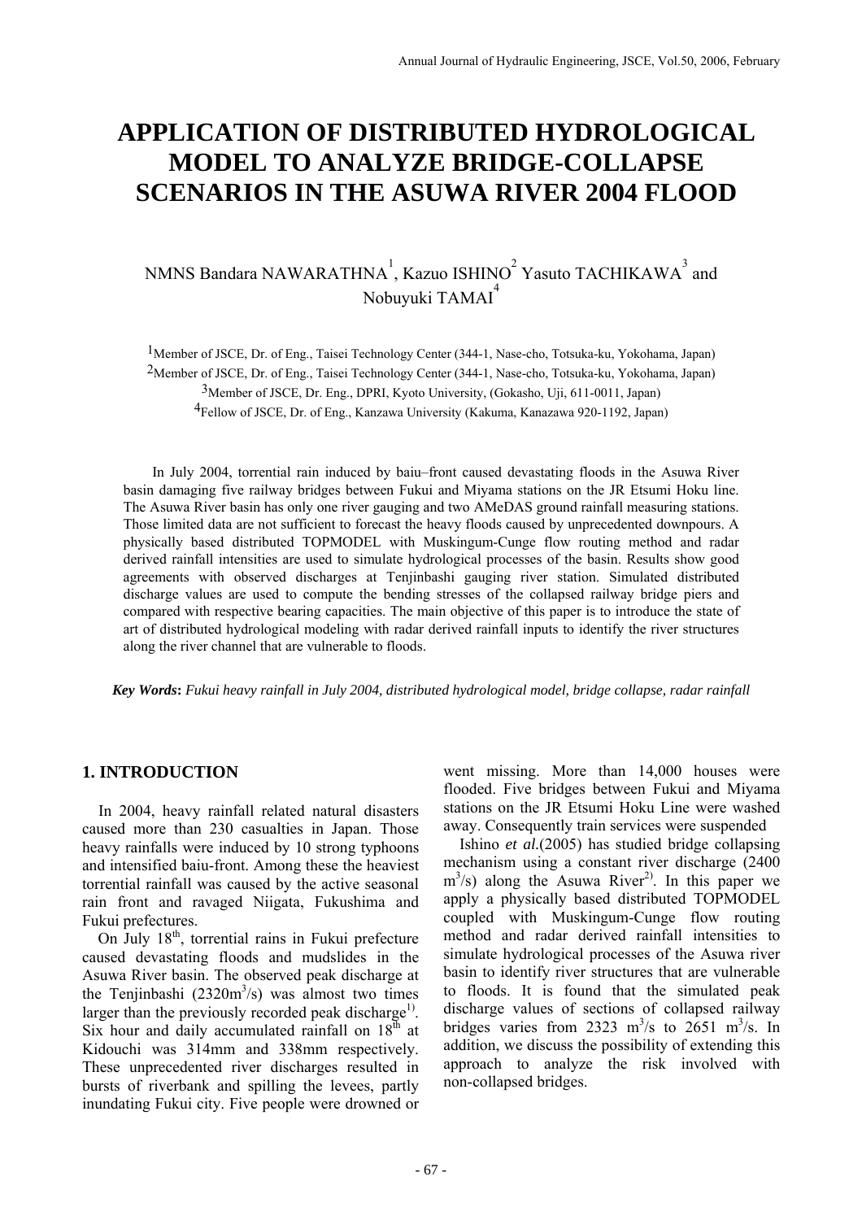# APPLICATION OF DISTRIBUTED HYDROLOGICAL MODEL TO ANALYZE BRIDGE-COLLAPSE SCENARIOS IN THE ASUWA RIVER 2004 FLOOD

NMNS Bandara NAWARATHNA[1], Kazuo ISHINO[2] Yasuto TACHIKAWA[3] and Nobuyuki TAMAI[4]

[1]Member of JSCE, Dr. of Eng., Taisei Technology Center (344-1, Nase-cho, Totsuka-ku, Yokohama, Japan)
[2]Member of JSCE, Dr. of Eng., Taisei Technology Center (344-1, Nase-cho, Totsuka-ku, Yokohama, Japan)
[3]Member of JSCE, Dr. Eng., DPRI, Kyoto University, (Gokasho, Uji, 611-0011, Japan)
[4]Fellow of JSCE, Dr. of Eng., Kanzawa University (Kakuma, Kanazawa 920-1192, Japan)

In July 2004, torrential rain induced by baiu–front caused devastating floods in the Asuwa River basin damaging five railway bridges between Fukui and Miyama stations on the JR Etsumi Hoku line. The Asuwa River basin has only one river gauging and two AMeDAS ground rainfall measuring stations. Those limited data are not sufficient to forecast the heavy floods caused by unprecedented downpours. A physically based distributed TOPMODEL with Muskingum-Cunge flow routing method and radar derived rainfall intensities are used to simulate hydrological processes of the basin. Results show good agreements with observed discharges at Tenjinbashi gauging river station. Simulated distributed discharge values are used to compute the bending stresses of the collapsed railway bridge piers and compared with respective bearing capacities. The main objective of this paper is to introduce the state of art of distributed hydrological modeling with radar derived rainfall inputs to identify the river structures along the river channel that are vulnerable to floods.

***Key Words:*** *Fukui heavy rainfall in July 2004, distributed hydrological model, bridge collapse, radar rainfall*

## 1. INTRODUCTION

In 2004, heavy rainfall related natural disasters caused more than 230 casualties in Japan. Those heavy rainfalls were induced by 10 strong typhoons and intensified baiu-front. Among these the heaviest torrential rainfall was caused by the active seasonal rain front and ravaged Niigata, Fukushima and Fukui prefectures.

On July 18th, torrential rains in Fukui prefecture caused devastating floods and mudslides in the Asuwa River basin. The observed peak discharge at the Tenjinbashi (2320m$^3$/s) was almost two times larger than the previously recorded peak discharge[1)]. Six hour and daily accumulated rainfall on 18th at Kidouchi was 314mm and 338mm respectively. These unprecedented river discharges resulted in bursts of riverbank and spilling the levees, partly inundating Fukui city. Five people were drowned or went missing. More than 14,000 houses were flooded. Five bridges between Fukui and Miyama stations on the JR Etsumi Hoku Line were washed away. Consequently train services were suspended

Ishino *et al.*(2005) has studied bridge collapsing mechanism using a constant river discharge (2400 m$^3$/s) along the Asuwa River[2)]. In this paper we apply a physically based distributed TOPMODEL coupled with Muskingum-Cunge flow routing method and radar derived rainfall intensities to simulate hydrological processes of the Asuwa river basin to identify river structures that are vulnerable to floods. It is found that the simulated peak discharge values of sections of collapsed railway bridges varies from 2323 m$^3$/s to 2651 m$^3$/s. In addition, we discuss the possibility of extending this approach to analyze the risk involved with non-collapsed bridges.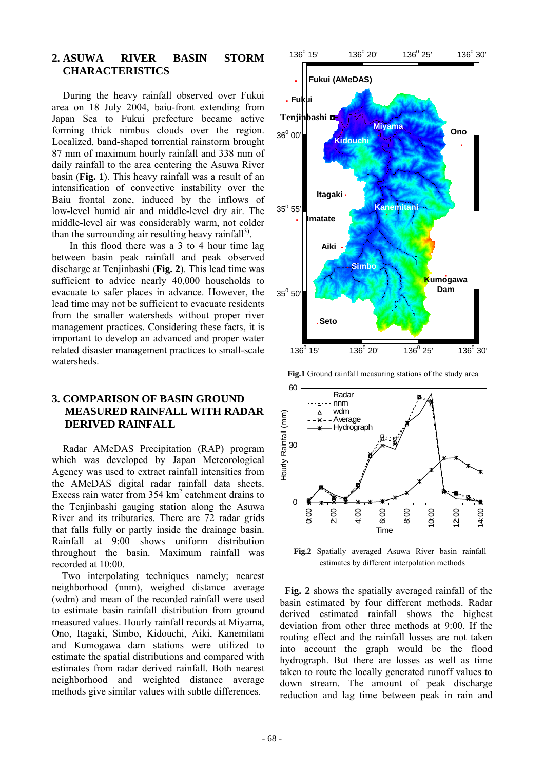## 2. ASUWA RIVER BASIN STORM CHARACTERISTICS

During the heavy rainfall observed over Fukui area on 18 July 2004, baiu-front extending from Japan Sea to Fukui prefecture became active forming thick nimbus clouds over the region. Localized, band-shaped torrential rainstorm brought 87 mm of maximum hourly rainfall and 338 mm of daily rainfall to the area centering the Asuwa River basin (**Fig. 1**). This heavy rainfall was a result of an intensification of convective instability over the Baiu frontal zone, induced by the inflows of low-level humid air and middle-level dry air. The middle-level air was considerably warm, not colder than the surrounding air resulting heavy rainfall[3].

In this flood there was a 3 to 4 hour time lag between basin peak rainfall and peak observed discharge at Tenjinbashi (**Fig. 2**). This lead time was sufficient to advice nearly 40,000 households to evacuate to safer places in advance. However, the lead time may not be sufficient to evacuate residents from the smaller watersheds without proper river management practices. Considering these facts, it is important to develop an advanced and proper water related disaster management practices to small-scale watersheds.

**Fig.1** Ground rainfall measuring stations of the study area

## 3. COMPARISON OF BASIN GROUND MEASURED RAINFALL WITH RADAR DERIVED RAINFALL

Radar AMeDAS Precipitation (RAP) program which was developed by Japan Meteorological Agency was used to extract rainfall intensities from the AMeDAS digital radar rainfall data sheets. Excess rain water from 354 km$^2$ catchment drains to the Tenjinbashi gauging station along the Asuwa River and its tributaries. There are 72 radar grids that falls fully or partly inside the drainage basin. Rainfall at 9:00 shows uniform distribution throughout the basin. Maximum rainfall was recorded at 10:00.

Two interpolating techniques namely; nearest neighborhood (nnm), weighed distance average (wdm) and mean of the recorded rainfall were used to estimate basin rainfall distribution from ground measured values. Hourly rainfall records at Miyama, Ono, Itagaki, Simbo, Kidouchi, Aiki, Kanemitani and Kumogawa dam stations were utilized to estimate the spatial distributions and compared with estimates from radar derived rainfall. Both nearest neighborhood and weighted distance average methods give similar values with subtle differences.

**Fig.2** Spatially averaged Asuwa River basin rainfall estimates by different interpolation methods

**Fig. 2** shows the spatially averaged rainfall of the basin estimated by four different methods. Radar derived estimated rainfall shows the highest deviation from other three methods at 9:00. If the routing effect and the rainfall losses are not taken into account the graph would be the flood hydrograph. But there are losses as well as time taken to route the locally generated runoff values to down stream. The amount of peak discharge reduction and lag time between peak in rain and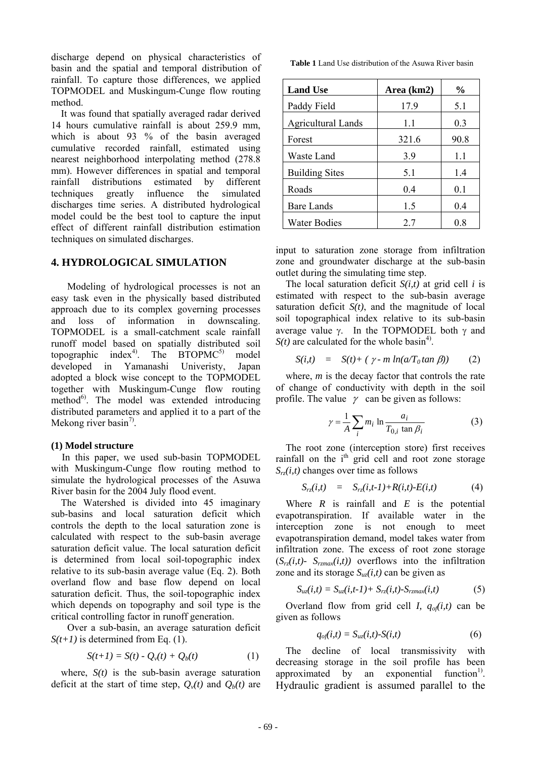discharge depend on physical characteristics of basin and the spatial and temporal distribution of rainfall. To capture those differences, we applied TOPMODEL and Muskingum-Cunge flow routing method.

It was found that spatially averaged radar derived 14 hours cumulative rainfall is about 259.9 mm, which is about 93 % of the basin averaged cumulative recorded rainfall, estimated using nearest neighborhood interpolating method (278.8 mm). However differences in spatial and temporal rainfall distributions estimated by different techniques greatly influence the simulated discharges time series. A distributed hydrological model could be the best tool to capture the input effect of different rainfall distribution estimation techniques on simulated discharges.

## 4. HYDROLOGICAL SIMULATION

Modeling of hydrological processes is not an easy task even in the physically based distributed approach due to its complex governing processes and loss of information in downscaling. TOPMODEL is a small-catchment scale rainfall runoff model based on spatially distributed soil topographic index[4]. The BTOPMC[5] model developed in Yamanashi Univeristy, Japan adopted a block wise concept to the TOPMODEL together with Muskingum-Cunge flow routing method[6]. The model was extended introducing distributed parameters and applied it to a part of the Mekong river basin[7].

**(1) Model structure**

In this paper, we used sub-basin TOPMODEL with Muskingum-Cunge flow routing method to simulate the hydrological processes of the Asuwa River basin for the 2004 July flood event.

The Watershed is divided into 45 imaginary sub-basins and local saturation deficit which controls the depth to the local saturation zone is calculated with respect to the sub-basin average saturation deficit value. The local saturation deficit is determined from local soil-topographic index relative to its sub-basin average value (Eq. 2). Both overland flow and base flow depend on local saturation deficit. Thus, the soil-topographic index which depends on topography and soil type is the critical controlling factor in runoff generation.

Over a sub-basin, an average saturation deficit $S(t+1)$ is determined from Eq. (1).

$$S(t+1) = S(t) - Q_v(t) + Q_b(t) \tag{1}$$

where, $S(t)$ is the sub-basin average saturation deficit at the start of time step, $Q_v(t)$ and $Q_b(t)$ are input to saturation zone storage from infiltration zone and groundwater discharge at the sub-basin outlet during the simulating time step.

**Table 1** Land Use distribution of the Asuwa River basin

| Land Use | Area (km2) | % |
|---|---|---|
| Paddy Field | 17.9 | 5.1 |
| Agricultural Lands | 1.1 | 0.3 |
| Forest | 321.6 | 90.8 |
| Waste Land | 3.9 | 1.1 |
| Building Sites | 5.1 | 1.4 |
| Roads | 0.4 | 0.1 |
| Bare Lands | 1.5 | 0.4 |
| Water Bodies | 2.7 | 0.8 |

The local saturation deficit $S(i,t)$ at grid cell $i$ is estimated with respect to the sub-basin average saturation deficit $S(t)$, and the magnitude of local soil topographical index relative to its sub-basin average value $\gamma$. In the TOPMODEL both $\gamma$ and $S(t)$ are calculated for the whole basin[4].

$$S(i,t) = S(t) + (\gamma - m \ln(a/T_0 \tan\beta)) \tag{2}$$

where, $m$ is the decay factor that controls the rate of change of conductivity with depth in the soil profile. The value $\gamma$ can be given as follows:

$$\gamma = \frac{1}{A}\sum_i m_i \ln \frac{a_i}{T_{0,i} \tan\beta_i} \tag{3}$$

The root zone (interception store) first receives rainfall on the i[th] grid cell and root zone storage $S_{rz}(i,t)$ changes over time as follows

$$S_{rz}(i,t) = S_{rz}(i,t-1) + R(i,t) - E(i,t) \tag{4}$$

Where $R$ is rainfall and $E$ is the potential evapotranspiration. If available water in the interception zone is not enough to meet evapotranspiration demand, model takes water from infiltration zone. The excess of root zone storage ($S_{rz}(i,t)$- $S_{rzmax}(i,t)$) overflows into the infiltration zone and its storage $S_{uz}(i,t)$ can be given as

$$S_{uz}(i,t) = S_{uz}(i,t-1) + S_{rz}(i,t) - S_{rzmax}(i,t) \tag{5}$$

Overland flow from grid cell $I$, $q_{of}(i,t)$ can be given as follows

$$q_{of}(i,t) = S_{uz}(i,t) - S(i,t) \tag{6}$$

The decline of local transmissivity with decreasing storage in the soil profile has been approximated by an exponential function[1]. Hydraulic gradient is assumed parallel to the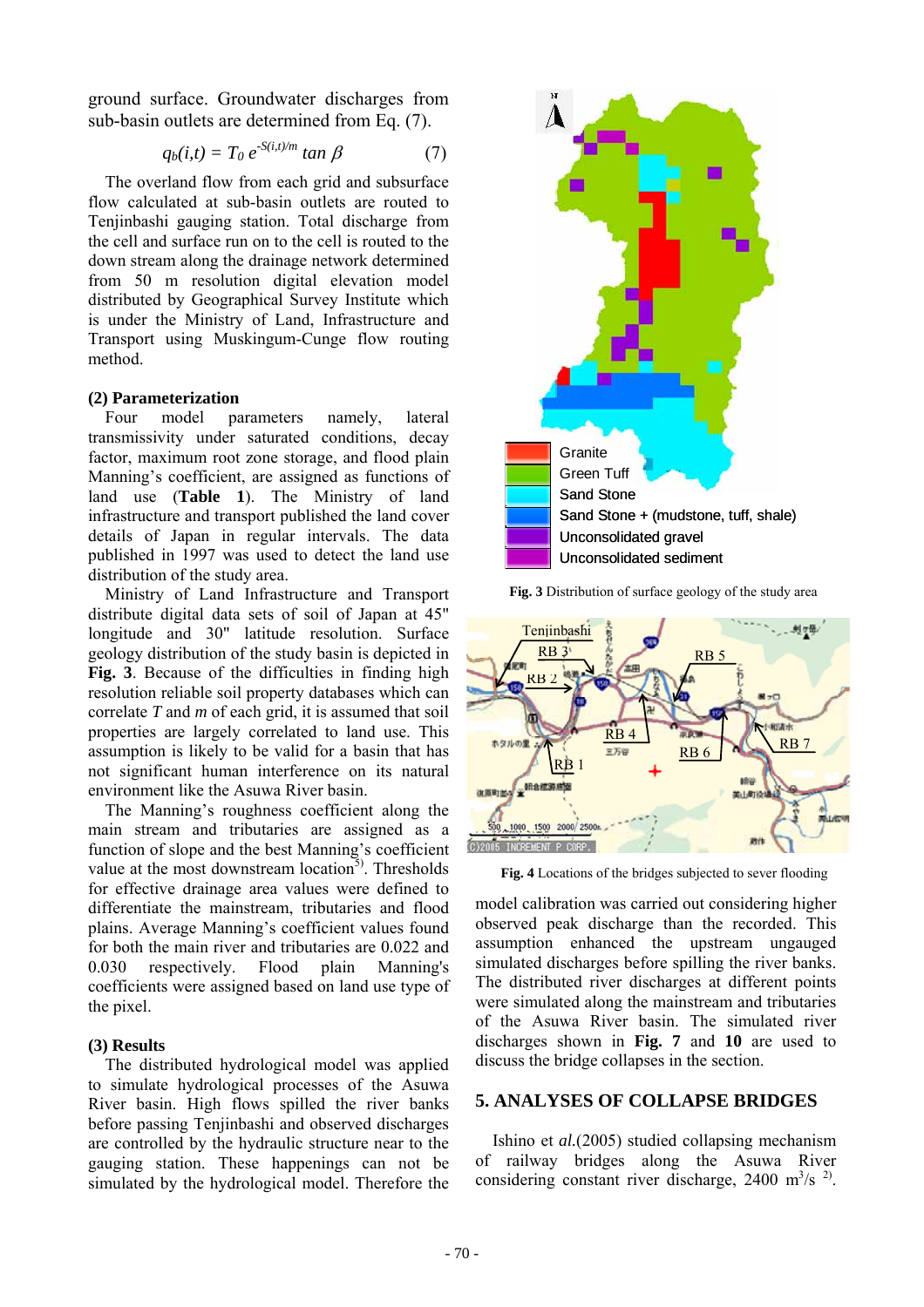ground surface. Groundwater discharges from sub-basin outlets are determined from Eq. (7).

$$q_b(i,t) = T_0\, e^{-S(i,t)/m} \tan\beta \qquad (7)$$

The overland flow from each grid and subsurface flow calculated at sub-basin outlets are routed to Tenjinbashi gauging station. Total discharge from the cell and surface run on to the cell is routed to the down stream along the drainage network determined from 50 m resolution digital elevation model distributed by Geographical Survey Institute which is under the Ministry of Land, Infrastructure and Transport using Muskingum-Cunge flow routing method.

**(2) Parameterization**

Four model parameters namely, lateral transmissivity under saturated conditions, decay factor, maximum root zone storage, and flood plain Manning's coefficient, are assigned as functions of land use (**Table 1**). The Ministry of land infrastructure and transport published the land cover details of Japan in regular intervals. The data published in 1997 was used to detect the land use distribution of the study area.

Ministry of Land Infrastructure and Transport distribute digital data sets of soil of Japan at 45" longitude and 30" latitude resolution. Surface geology distribution of the study basin is depicted in **Fig. 3**. Because of the difficulties in finding high resolution reliable soil property databases which can correlate *T* and *m* of each grid, it is assumed that soil properties are largely correlated to land use. This assumption is likely to be valid for a basin that has not significant human interference on its natural environment like the Asuwa River basin.

The Manning's roughness coefficient along the main stream and tributaries are assigned as a function of slope and the best Manning's coefficient value at the most downstream location[5]. Thresholds for effective drainage area values were defined to differentiate the mainstream, tributaries and flood plains. Average Manning's coefficient values found for both the main river and tributaries are 0.022 and 0.030 respectively. Flood plain Manning's coefficients were assigned based on land use type of the pixel.

**(3) Results**

The distributed hydrological model was applied to simulate hydrological processes of the Asuwa River basin. High flows spilled the river banks before passing Tenjinbashi and observed discharges are controlled by the hydraulic structure near to the gauging station. These happenings can not be simulated by the hydrological model. Therefore the model calibration was carried out considering higher observed peak discharge than the recorded. This assumption enhanced the upstream ungauged simulated discharges before spilling the river banks. The distributed river discharges at different points were simulated along the mainstream and tributaries of the Asuwa River basin. The simulated river discharges shown in **Fig. 7** and **10** are used to discuss the bridge collapses in the section.

**Fig. 3** Distribution of surface geology of the study area

**Fig. 4** Locations of the bridges subjected to sever flooding

## 5. ANALYSES OF COLLAPSE BRIDGES

Ishino et *al.*(2005) studied collapsing mechanism of railway bridges along the Asuwa River considering constant river discharge, 2400 $m^3/s$ [2].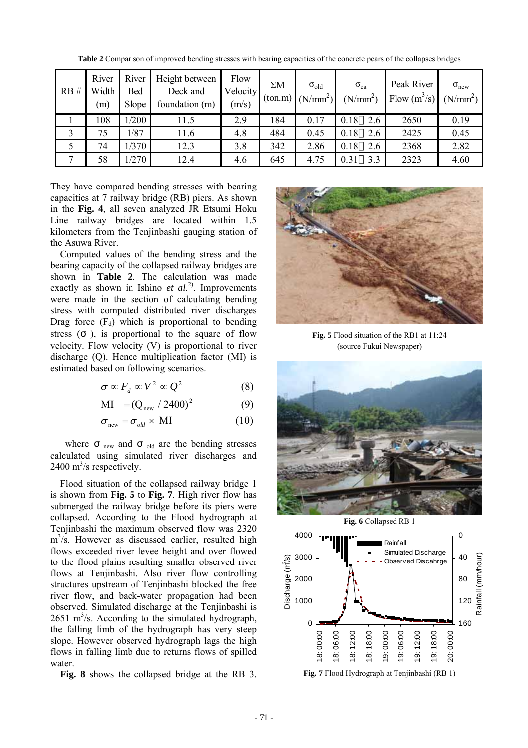**Table 2** Comparison of improved bending stresses with bearing capacities of the concrete pears of the collapses bridges

| RB # | River Width (m) | River Bed Slope | Height between Deck and foundation (m) | Flow Velocity (m/s) | ΣM (ton.m) | $\sigma_{old}$ (N/mm$^2$) | $\sigma_{ca}$ (N/mm$^2$) | Peak River Flow (m$^3$/s) | $\sigma_{new}$ (N/mm$^2$) |
|---|---|---|---|---|---|---|---|---|---|
| 1 | 108 | 1/200 | 11.5 | 2.9 | 184 | 0.17 | 0.18～2.6 | 2650 | 0.19 |
| 3 | 75 | 1/87 | 11.6 | 4.8 | 484 | 0.45 | 0.18～2.6 | 2425 | 0.45 |
| 5 | 74 | 1/370 | 12.3 | 3.8 | 342 | 2.86 | 0.18～2.6 | 2368 | 2.82 |
| 7 | 58 | 1/270 | 12.4 | 4.6 | 645 | 4.75 | 0.31～3.3 | 2323 | 4.60 |

They have compared bending stresses with bearing capacities at 7 railway bridge (RB) piers. As shown in the **Fig. 4**, all seven analyzed JR Etsumi Hoku Line railway bridges are located within 1.5 kilometers from the Tenjinbashi gauging station of the Asuwa River.

Computed values of the bending stress and the bearing capacity of the collapsed railway bridges are shown in **Table 2**. The calculation was made exactly as shown in Ishino *et al.*[2]. Improvements were made in the section of calculating bending stress with computed distributed river discharges Drag force ($F_d$) which is proportional to bending stress ($\sigma$), is proportional to the square of flow velocity. Flow velocity (V) is proportional to river discharge (Q). Hence multiplication factor (MI) is estimated based on following scenarios.

$$\sigma \propto F_d \propto V^2 \propto Q^2 \qquad (8)$$

$$\mathrm{MI} = (Q_{new} / 2400)^2 \qquad (9)$$

$$\sigma_{new} = \sigma_{old} \times \mathrm{MI} \qquad (10)$$

where $\sigma_{new}$ and $\sigma_{old}$ are the bending stresses calculated using simulated river discharges and 2400 m$^3$/s respectively.

Flood situation of the collapsed railway bridge 1 is shown from **Fig. 5** to **Fig. 7**. High river flow has submerged the railway bridge before its piers were collapsed. According to the Flood hydrograph at Tenjinbashi the maximum observed flow was 2320 m$^3$/s. However as discussed earlier, resulted high flows exceeded river levee height and over flowed to the flood plains resulting smaller observed river flows at Tenjinbashi. Also river flow controlling structures upstream of Tenjinbashi blocked the free river flow, and back-water propagation had been observed. Simulated discharge at the Tenjinbashi is 2651 m$^3$/s. According to the simulated hydrograph, the falling limb of the hydrograph has very steep slope. However observed hydrograph lags the high flows in falling limb due to returns flows of spilled water.

**Fig. 8** shows the collapsed bridge at the RB 3.

**Fig. 5** Flood situation of the RB1 at 11:24 (source Fukui Newspaper)

**Fig. 6** Collapsed RB 1

**Fig. 7** Flood Hydrograph at Tenjinbashi (RB 1)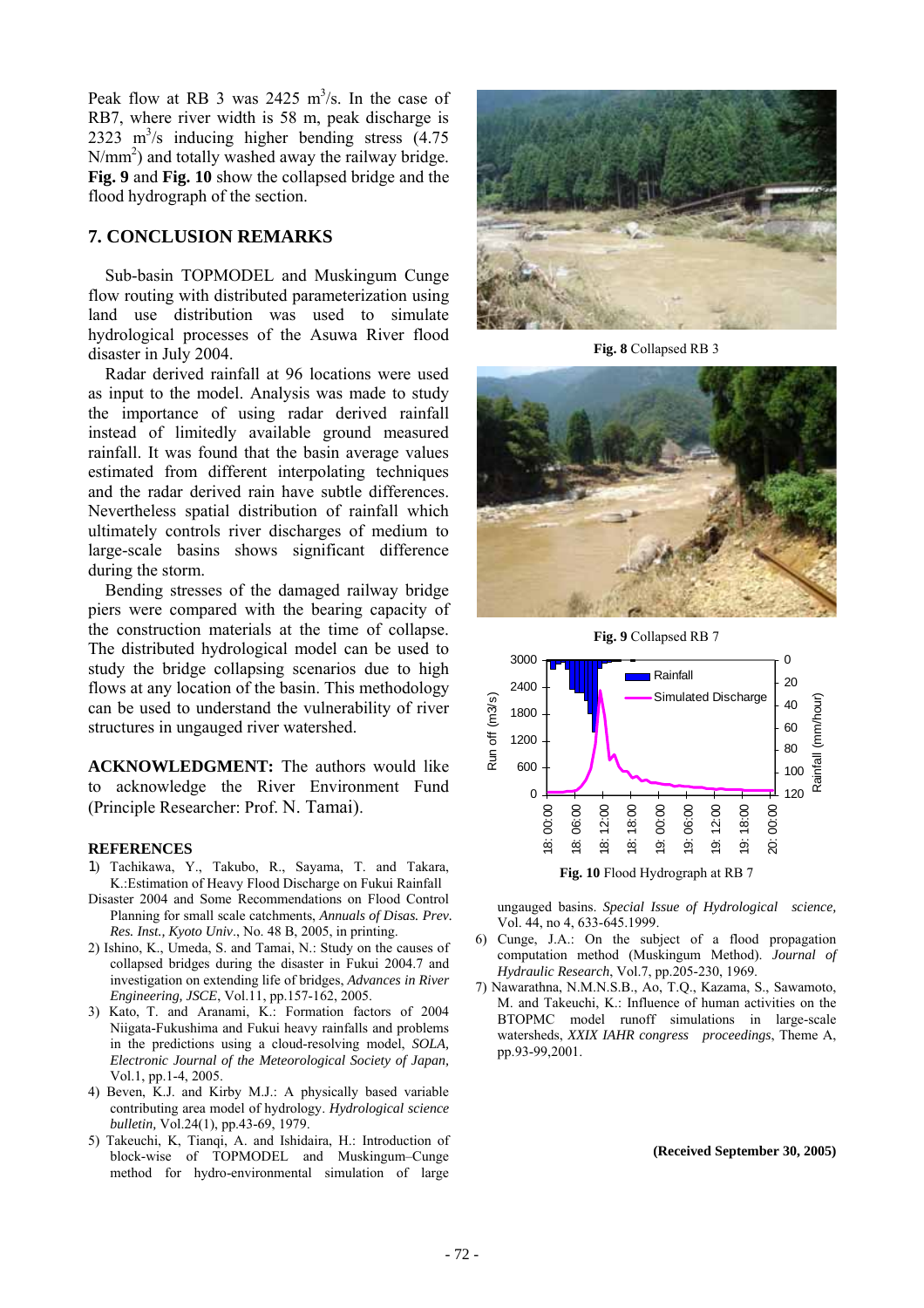Peak flow at RB 3 was 2425 $m^3$/s. In the case of RB7, where river width is 58 m, peak discharge is 2323 $m^3$/s inducing higher bending stress (4.75 $N/mm^2$) and totally washed away the railway bridge. **Fig. 9** and **Fig. 10** show the collapsed bridge and the flood hydrograph of the section.

## 7. CONCLUSION REMARKS

Sub-basin TOPMODEL and Muskingum Cunge flow routing with distributed parameterization using land use distribution was used to simulate hydrological processes of the Asuwa River flood disaster in July 2004.

Radar derived rainfall at 96 locations were used as input to the model. Analysis was made to study the importance of using radar derived rainfall instead of limitedly available ground measured rainfall. It was found that the basin average values estimated from different interpolating techniques and the radar derived rain have subtle differences. Nevertheless spatial distribution of rainfall which ultimately controls river discharges of medium to large-scale basins shows significant difference during the storm.

Bending stresses of the damaged railway bridge piers were compared with the bearing capacity of the construction materials at the time of collapse. The distributed hydrological model can be used to study the bridge collapsing scenarios due to high flows at any location of the basin. This methodology can be used to understand the vulnerability of river structures in ungauged river watershed.

**ACKNOWLEDGMENT:** The authors would like to acknowledge the River Environment Fund (Principle Researcher: Prof. N. Tamai).

**Fig. 8** Collapsed RB 3

**Fig. 9** Collapsed RB 7

3000
2400
1800
1200
600
0
Run off (m3/s)
0
20
40
60
80
100
120
Rainfall (mm/hour)
Rainfall
Simulated Discharge
18: 00:00
18: 06:00
18: 12:00
18: 18:00
19: 00:00
19: 06:00
19: 12:00
19: 18:00
20: 00:00

**Fig. 10** Flood Hydrograph at RB 7

### REFERENCES

1) Tachikawa, Y., Takubo, R., Sayama, T. and Takara, K.:Estimation of Heavy Flood Discharge on Fukui Rainfall Disaster 2004 and Some Recommendations on Flood Control Planning for small scale catchments, *Annuals of Disas. Prev. Res. Inst., Kyoto Univ*., No. 48 B, 2005, in printing.
2) Ishino, K., Umeda, S. and Tamai, N.: Study on the causes of collapsed bridges during the disaster in Fukui 2004.7 and investigation on extending life of bridges, *Advances in River Engineering, JSCE*, Vol.11, pp.157-162, 2005.
3) Kato, T. and Aranami, K.: Formation factors of 2004 Niigata-Fukushima and Fukui heavy rainfalls and problems in the predictions using a cloud-resolving model, *SOLA, Electronic Journal of the Meteorological Society of Japan,* Vol.1, pp.1-4, 2005.
4) Beven, K.J. and Kirby M.J.: A physically based variable contributing area model of hydrology. *Hydrological science bulletin,* Vol.24(1), pp.43-69, 1979.
5) Takeuchi, K, Tianqi, A. and Ishidaira, H.: Introduction of block-wise of TOPMODEL and Muskingum–Cunge method for hydro-environmental simulation of large ungauged basins. *Special Issue of Hydrological science,* Vol. 44, no 4, 633-645.1999.
6) Cunge, J.A.: On the subject of a flood propagation computation method (Muskingum Method). *Journal of Hydraulic Research*, Vol.7, pp.205-230, 1969.
7) Nawarathna, N.M.N.S.B., Ao, T.Q., Kazama, S., Sawamoto, M. and Takeuchi, K.: Influence of human activities on the BTOPMC model runoff simulations in large-scale watersheds, *XXIX IAHR congress proceedings*, Theme A, pp.93-99,2001.

**(Received September 30, 2005)**